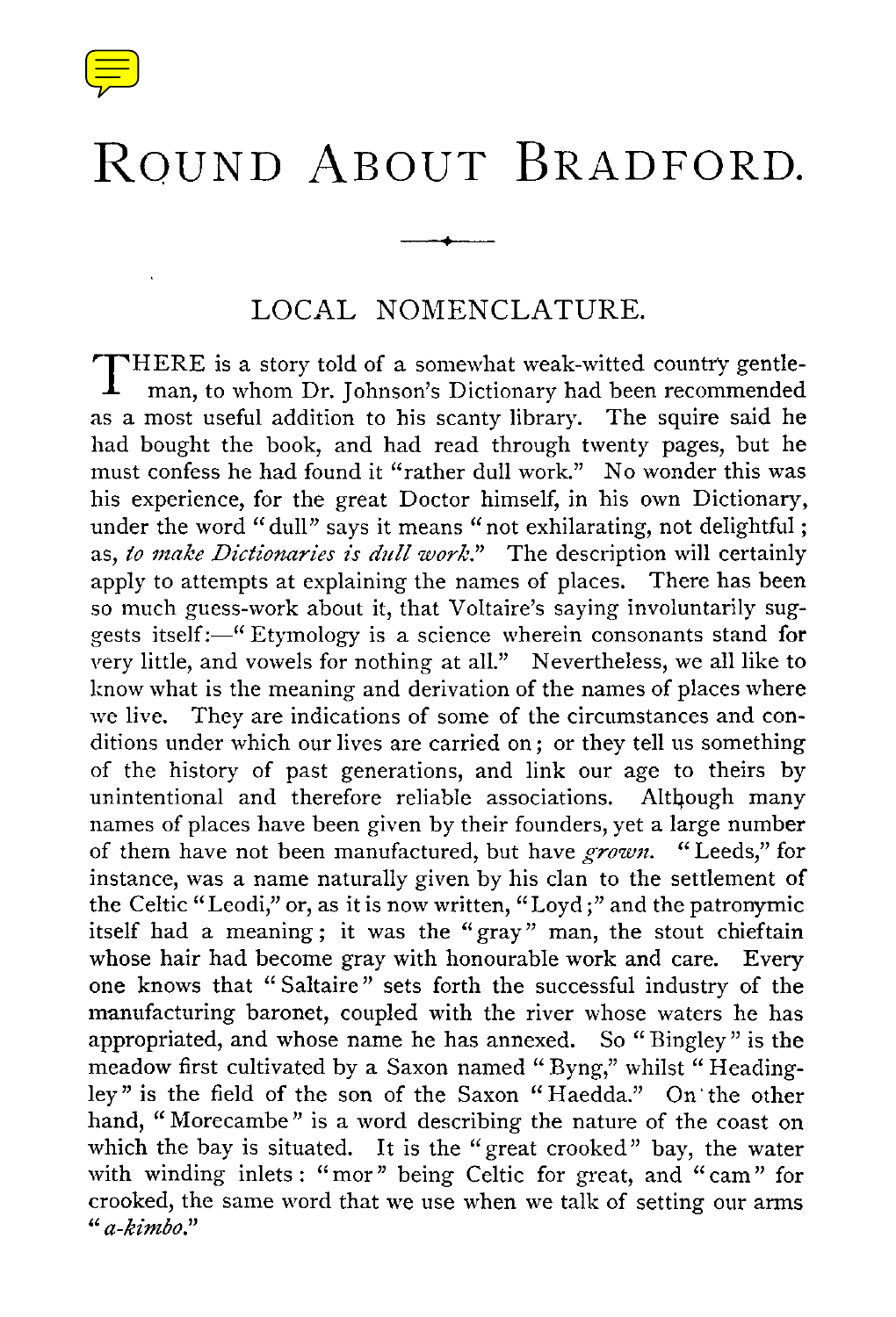# ROUND ABOUT BRADFORD.

## LOCAL NOMENCLATURE.

THERE is a story told of a somewhat weak-witted country gentleman, to whom Dr. Johnson's Dictionary had been recommended as a most useful addition to his scanty library. The squire said he had bought the book, and had read through twenty pages, but he must confess he had found it "rather dull work." No wonder this was his experience, for the great Doctor himself, in his own Dictionary, under the word "dull" says it means "not exhilarating, not delightful; as, *to make Dictionaries is dull work.*" The description will certainly apply to attempts at explaining the names of places. There has been so much guess-work about it, that Voltaire's saying involuntarily suggests itself:—"Etymology is a science wherein consonants stand for very little, and vowels for nothing at all." Nevertheless, we all like to know what is the meaning and derivation of the names of places where we live. They are indications of some of the circumstances and conditions under which our lives are carried on; or they tell us something of the history of past generations, and link our age to theirs by unintentional and therefore reliable associations. Although many names of places have been given by their founders, yet a large number of them have not been manufactured, but have *grown.* "Leeds," for instance, was a name naturally given by his clan to the settlement of the Celtic "Leodi," or, as it is now written, "Loyd;" and the patronymic itself had a meaning; it was the "gray" man, the stout chieftain whose hair had become gray with honourable work and care. Every one knows that "Saltaire" sets forth the successful industry of the manufacturing baronet, coupled with the river whose waters he has appropriated, and whose name he has annexed. So "Bingley" is the meadow first cultivated by a Saxon named "Byng," whilst "Headingley" is the field of the son of the Saxon "Haedda." On the other hand, "Morecambe" is a word describing the nature of the coast on which the bay is situated. It is the "great crooked" bay, the water with winding inlets: "mor" being Celtic for great, and "cam" for crooked, the same word that we use when we talk of setting our arms "*a-kimbo.*"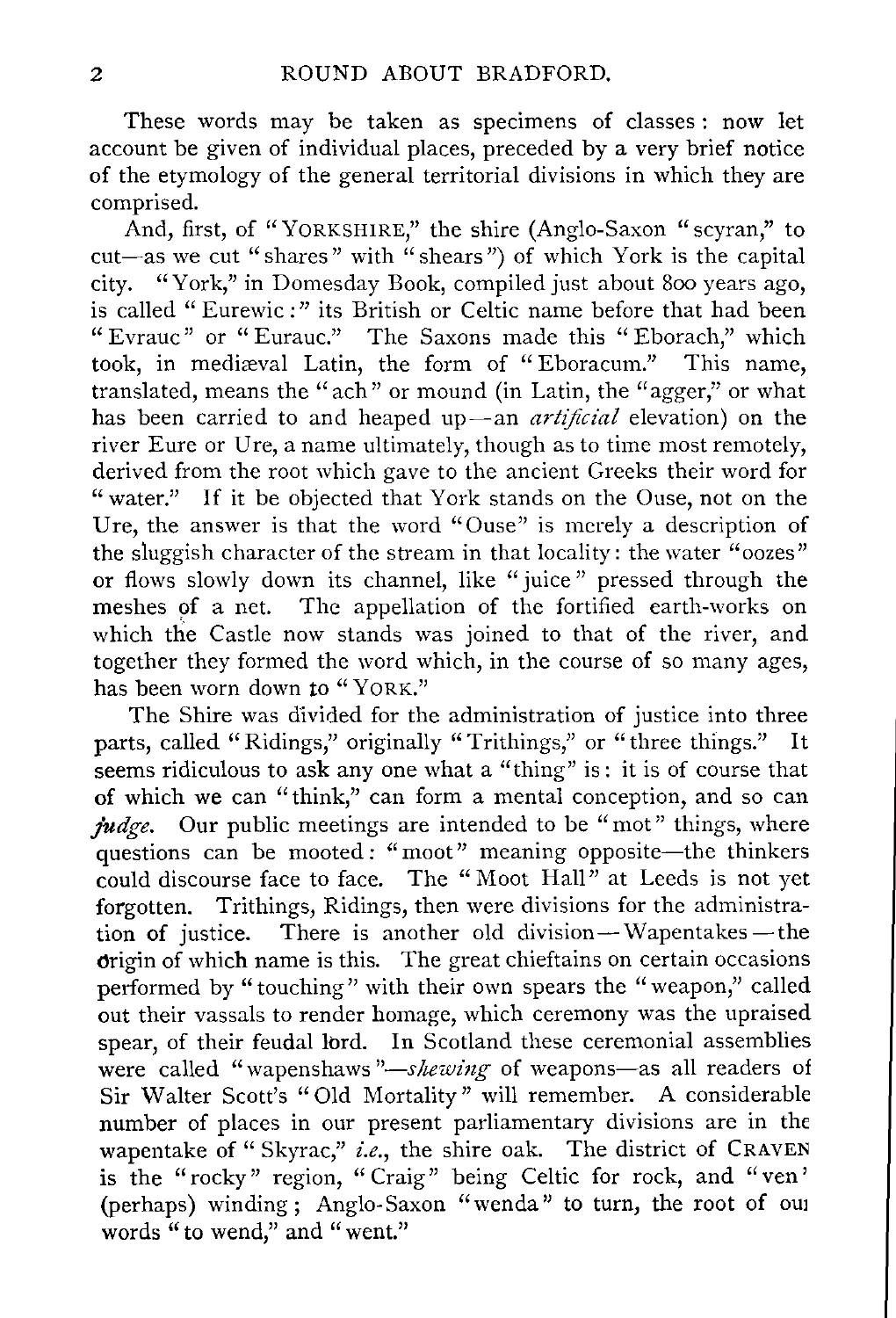These words may be taken as specimens of classes: now let account be given of individual places, preceded by a very brief notice of the etymology of the general territorial divisions in which they are comprised.

And, first, of "YORKSHIRE," the shire (Anglo-Saxon "scyran," to cut—as we cut "shares" with "shears") of which York is the capital city. "York," in Domesday Book, compiled just about 800 years ago, is called "Eurewic:" its British or Celtic name before that had been "Evrauc" or "Eurauc." The Saxons made this "Eborach," which took, in mediæval Latin, the form of "Eboracum." This name, translated, means the "ach" or mound (in Latin, the "agger," or what has been carried to and heaped up—an *artificial* elevation) on the river Eure or Ure, a name ultimately, though as to time most remotely, derived from the root which gave to the ancient Greeks their word for "water." If it be objected that York stands on the Ouse, not on the Ure, the answer is that the word "Ouse" is merely a description of the sluggish character of the stream in that locality: the water "oozes" or flows slowly down its channel, like "juice" pressed through the meshes of a net. The appellation of the fortified earth-works on which the Castle now stands was joined to that of the river, and together they formed the word which, in the course of so many ages, has been worn down to "YORK."

The Shire was divided for the administration of justice into three parts, called "Ridings," originally "Trithings," or "three things." It seems ridiculous to ask any one what a "thing" is: it is of course that of which we can "think," can form a mental conception, and so can *judge*. Our public meetings are intended to be "mot" things, where questions can be mooted: "moot" meaning opposite—the thinkers could discourse face to face. The "Moot Hall" at Leeds is not yet forgotten. Trithings, Ridings, then were divisions for the administration of justice. There is another old division—Wapentakes—the origin of which name is this. The great chieftains on certain occasions performed by "touching" with their own spears the "weapon," called out their vassals to render homage, which ceremony was the upraised spear, of their feudal lord. In Scotland these ceremonial assemblies were called "wapenshaws"—*shewing* of weapons—as all readers of Sir Walter Scott's "Old Mortality" will remember. A considerable number of places in our present parliamentary divisions are in the wapentake of "Skyrac," *i.e.*, the shire oak. The district of CRAVEN is the "rocky" region, "Craig" being Celtic for rock, and "ven" (perhaps) winding; Anglo-Saxon "wenda" to turn, the root of our words "to wend," and "went."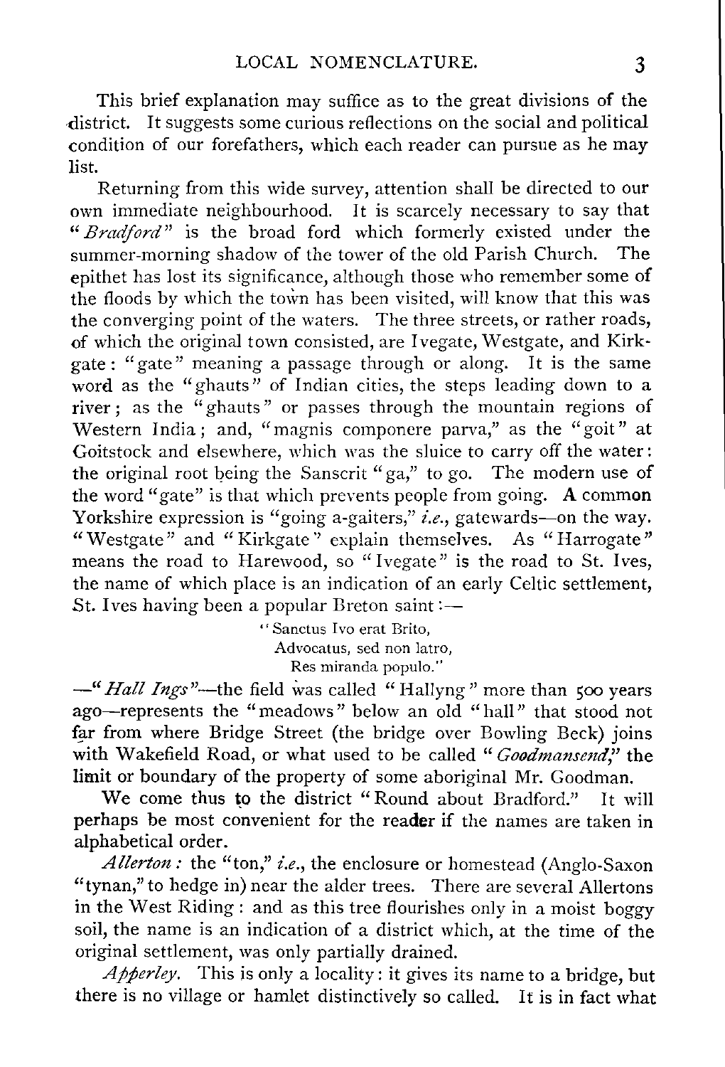This brief explanation may suffice as to the great divisions of the district. It suggests some curious reflections on the social and political condition of our forefathers, which each reader can pursue as he may list.

Returning from this wide survey, attention shall be directed to our own immediate neighbourhood. It is scarcely necessary to say that "*Bradford*" is the broad ford which formerly existed under the summer-morning shadow of the tower of the old Parish Church. The epithet has lost its significance, although those who remember some of the floods by which the town has been visited, will know that this was the converging point of the waters. The three streets, or rather roads, of which the original town consisted, are Ivegate, Westgate, and Kirkgate: "gate" meaning a passage through or along. It is the same word as the "ghauts" of Indian cities, the steps leading down to a river; as the "ghauts" or passes through the mountain regions of Western India; and, "magnis componere parva," as the "goit" at Goitstock and elsewhere, which was the sluice to carry off the water: the original root being the Sanscrit "ga," to go. The modern use of the word "gate" is that which prevents people from going. A common Yorkshire expression is "going a-gaiters," *i.e.*, gatewards—on the way. "Westgate" and "Kirkgate" explain themselves. As "Harrogate" means the road to Harewood, so "Ivegate" is the road to St. Ives, the name of which place is an indication of an early Celtic settlement, St. Ives having been a popular Breton saint:—

> "Sanctus Ivo erat Brito,
> Advocatus, sed non latro,
> Res miranda populo."

—"*Hall Ings*"—the field was called "Hallyng" more than 500 years ago—represents the "meadows" below an old "hall" that stood not far from where Bridge Street (the bridge over Bowling Beck) joins with Wakefield Road, or what used to be called "*Goodmansend*," the limit or boundary of the property of some aboriginal Mr. Goodman.

We come thus to the district "Round about Bradford." It will perhaps be most convenient for the reader if the names are taken in alphabetical order.

*Allerton*: the "ton," *i.e.*, the enclosure or homestead (Anglo-Saxon "tynan," to hedge in) near the alder trees. There are several Allertons in the West Riding: and as this tree flourishes only in a moist boggy soil, the name is an indication of a district which, at the time of the original settlement, was only partially drained.

*Apperley*. This is only a locality: it gives its name to a bridge, but there is no village or hamlet distinctively so called. It is in fact what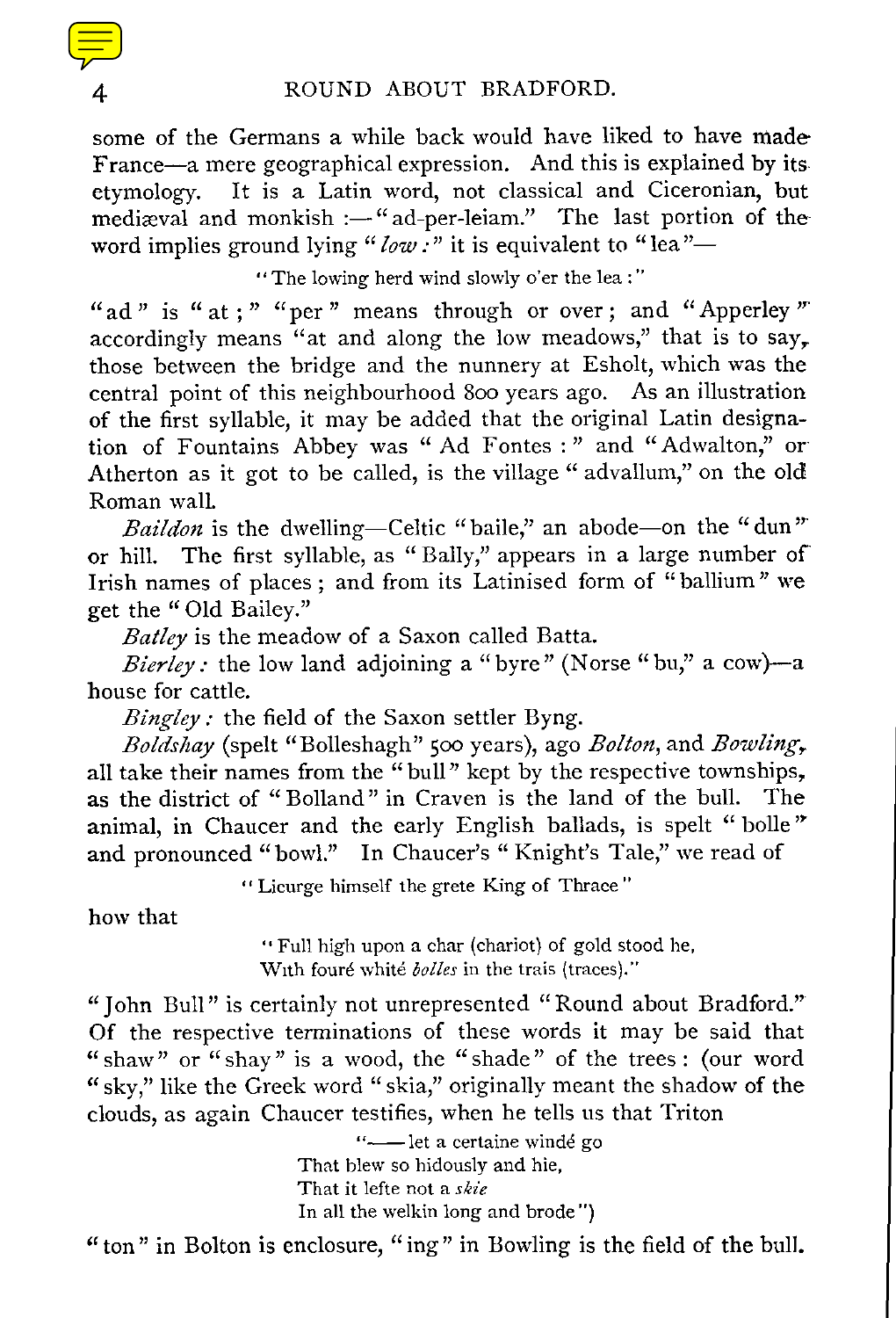some of the Germans a while back would have liked to have made France—a mere geographical expression. And this is explained by its etymology. It is a Latin word, not classical and Ciceronian, but mediæval and monkish :—"ad-per-leiam." The last portion of the word implies ground lying "*low* :" it is equivalent to "lea"—

> "The lowing herd wind slowly o'er the lea :"

"ad" is "at ;" "per" means through or over ; and "Apperley" accordingly means "at and along the low meadows," that is to say, those between the bridge and the nunnery at Esholt, which was the central point of this neighbourhood 800 years ago. As an illustration of the first syllable, it may be added that the original Latin designation of Fountains Abbey was "Ad Fontes :" and "Adwalton," or Atherton as it got to be called, is the village "advallum," on the old Roman wall.

*Baildon* is the dwelling—Celtic "baile," an abode—on the "dun" or hill. The first syllable, as "Bally," appears in a large number of Irish names of places ; and from its Latinised form of "ballium" we get the "Old Bailey."

*Batley* is the meadow of a Saxon called Batta.

*Bierley :* the low land adjoining a "byre" (Norse "bu," a cow)—a house for cattle.

*Bingley :* the field of the Saxon settler Byng.

*Boldshay* (spelt "Bolleshagh" 500 years), ago *Bolton*, and *Bowling*, all take their names from the "bull" kept by the respective townships, as the district of "Bolland" in Craven is the land of the bull. The animal, in Chaucer and the early English ballads, is spelt "bolle" and pronounced "bowl." In Chaucer's "Knight's Tale," we read of

> "Licurge himself the grete King of Thrace"

how that

> "Full high upon a char (chariot) of gold stood he,
> With fouré whité *bolles* in the trais (traces)."

"John Bull" is certainly not unrepresented "Round about Bradford." Of the respective terminations of these words it may be said that "shaw" or "shay" is a wood, the "shade" of the trees : (our word "sky," like the Greek word "skia," originally meant the shadow of the clouds, as again Chaucer testifies, when he tells us that Triton

> "—— let a certaine windé go
> That blew so hidously and hie,
> That it lefte not a *skie*
> In all the welkin long and brode")

"ton" in Bolton is enclosure, "ing" in Bowling is the field of the bull.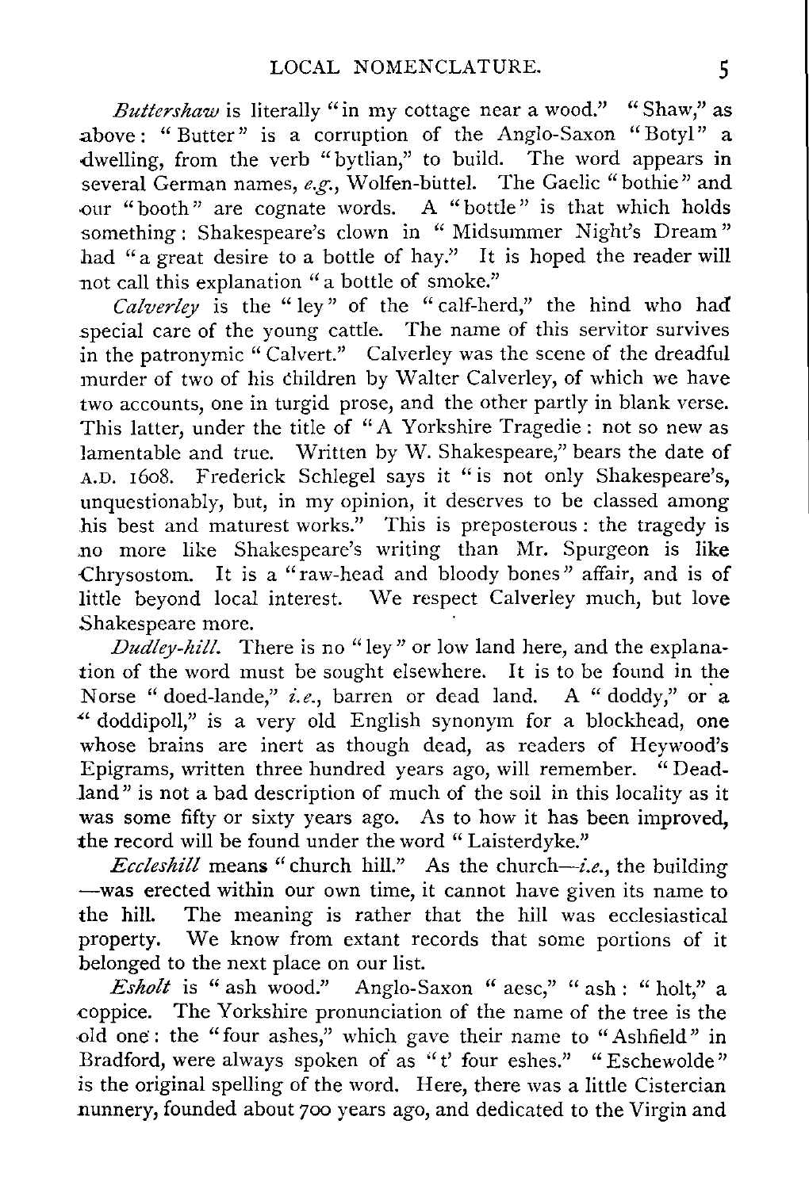*Buttershaw* is literally "in my cottage near a wood." "Shaw," as above: "Butter" is a corruption of the Anglo-Saxon "Botyl" a dwelling, from the verb "bytlian," to build. The word appears in several German names, *e.g.*, Wolfen-büttel. The Gaelic "bothie" and our "booth" are cognate words. A "bottle" is that which holds something: Shakespeare's clown in "Midsummer Night's Dream" had "a great desire to a bottle of hay." It is hoped the reader will not call this explanation "a bottle of smoke."

*Calverley* is the "ley" of the "calf-herd," the hind who had special care of the young cattle. The name of this servitor survives in the patronymic "Calvert." Calverley was the scene of the dreadful murder of two of his children by Walter Calverley, of which we have two accounts, one in turgid prose, and the other partly in blank verse. This latter, under the title of "A Yorkshire Tragedie: not so new as lamentable and true. Written by W. Shakespeare," bears the date of A.D. 1608. Frederick Schlegel says it "is not only Shakespeare's, unquestionably, but, in my opinion, it deserves to be classed among his best and maturest works." This is preposterous: the tragedy is no more like Shakespeare's writing than Mr. Spurgeon is like Chrysostom. It is a "raw-head and bloody bones" affair, and is of little beyond local interest. We respect Calverley much, but love Shakespeare more.

*Dudley-hill.* There is no "ley" or low land here, and the explanation of the word must be sought elsewhere. It is to be found in the Norse "doed-lande," *i.e.*, barren or dead land. A "doddy," or a "doddipoll," is a very old English synonym for a blockhead, one whose brains are inert as though dead, as readers of Heywood's Epigrams, written three hundred years ago, will remember. "Dead-land" is not a bad description of much of the soil in this locality as it was some fifty or sixty years ago. As to how it has been improved, the record will be found under the word "Laisterdyke."

*Eccleshill* means "church hill." As the church—*i.e.*, the building—was erected within our own time, it cannot have given its name to the hill. The meaning is rather that the hill was ecclesiastical property. We know from extant records that some portions of it belonged to the next place on our list.

*Esholt* is "ash wood." Anglo-Saxon "aesc," "ash: "holt," a coppice. The Yorkshire pronunciation of the name of the tree is the old one: the "four ashes," which gave their name to "Ashfield" in Bradford, were always spoken of as "t' four eshes." "Eschewolde" is the original spelling of the word. Here, there was a little Cistercian nunnery, founded about 700 years ago, and dedicated to the Virgin and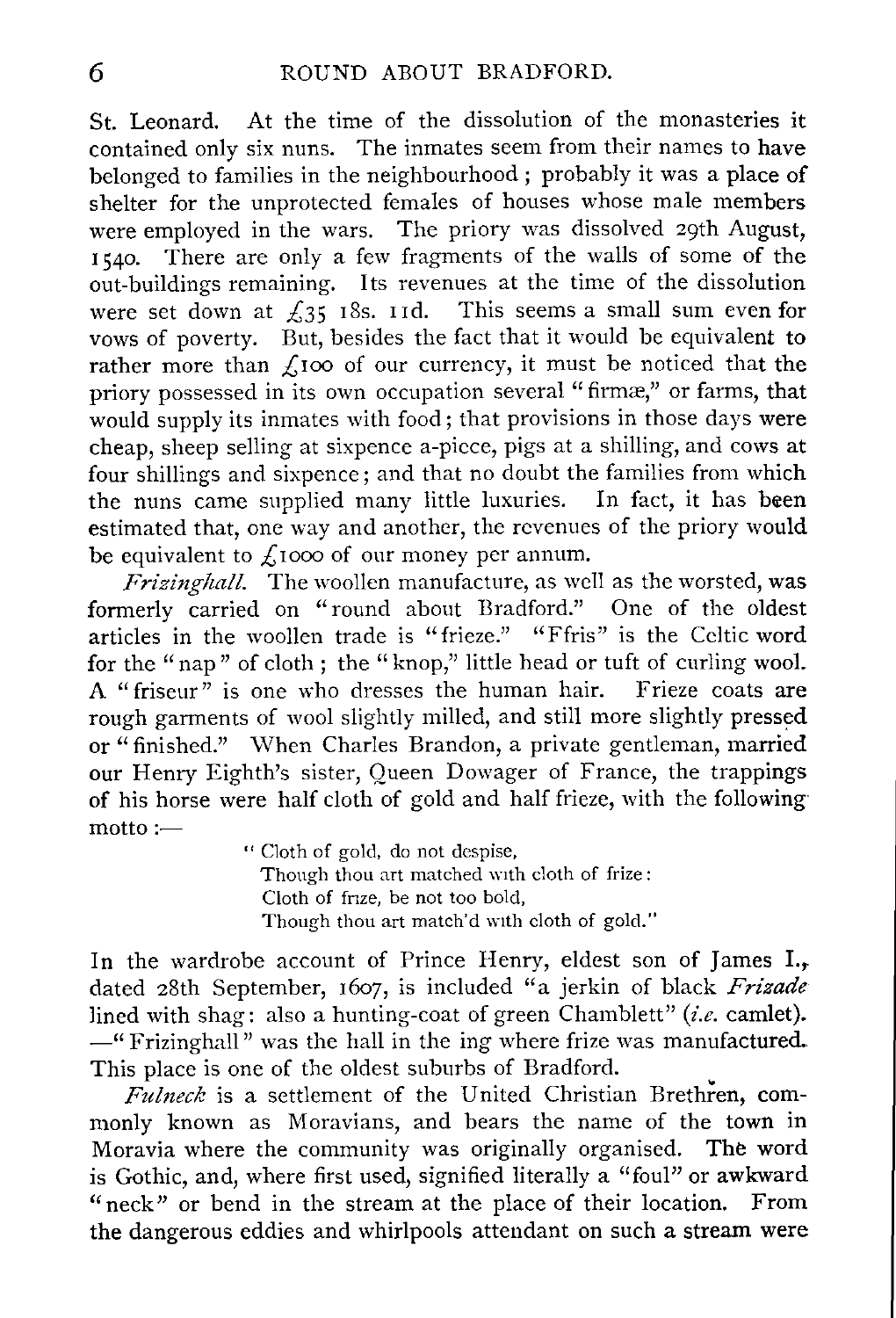St. Leonard. At the time of the dissolution of the monasteries it contained only six nuns. The inmates seem from their names to have belonged to families in the neighbourhood; probably it was a place of shelter for the unprotected females of houses whose male members were employed in the wars. The priory was dissolved 29th August, 1540. There are only a few fragments of the walls of some of the out-buildings remaining. Its revenues at the time of the dissolution were set down at £35 18s. 11d. This seems a small sum even for vows of poverty. But, besides the fact that it would be equivalent to rather more than £100 of our currency, it must be noticed that the priory possessed in its own occupation several "firmæ," or farms, that would supply its inmates with food; that provisions in those days were cheap, sheep selling at sixpence a-piece, pigs at a shilling, and cows at four shillings and sixpence; and that no doubt the families from which the nuns came supplied many little luxuries. In fact, it has been estimated that, one way and another, the revenues of the priory would be equivalent to £1000 of our money per annum.

*Frizinghall.* The woollen manufacture, as well as the worsted, was formerly carried on "round about Bradford." One of the oldest articles in the woollen trade is "frieze." "Ffris" is the Celtic word for the "nap" of cloth; the "knop," little head or tuft of curling wool. A "friseur" is one who dresses the human hair. Frieze coats are rough garments of wool slightly milled, and still more slightly pressed or "finished." When Charles Brandon, a private gentleman, married our Henry Eighth's sister, Queen Dowager of France, the trappings of his horse were half cloth of gold and half frieze, with the following motto:—

> "Cloth of gold, do not despise,
> Though thou art matched with cloth of frize:
> Cloth of frize, be not too bold,
> Though thou art match'd with cloth of gold."

In the wardrobe account of Prince Henry, eldest son of James I., dated 28th September, 1607, is included "a jerkin of black *Frizade* lined with shag: also a hunting-coat of green Chamblett" (*i.e.* camlet). —"Frizinghall" was the hall in the ing where frize was manufactured. This place is one of the oldest suburbs of Bradford.

*Fulneck* is a settlement of the United Christian Brethren, commonly known as Moravians, and bears the name of the town in Moravia where the community was originally organised. The word is Gothic, and, where first used, signified literally a "foul" or awkward "neck" or bend in the stream at the place of their location. From the dangerous eddies and whirlpools attendant on such a stream were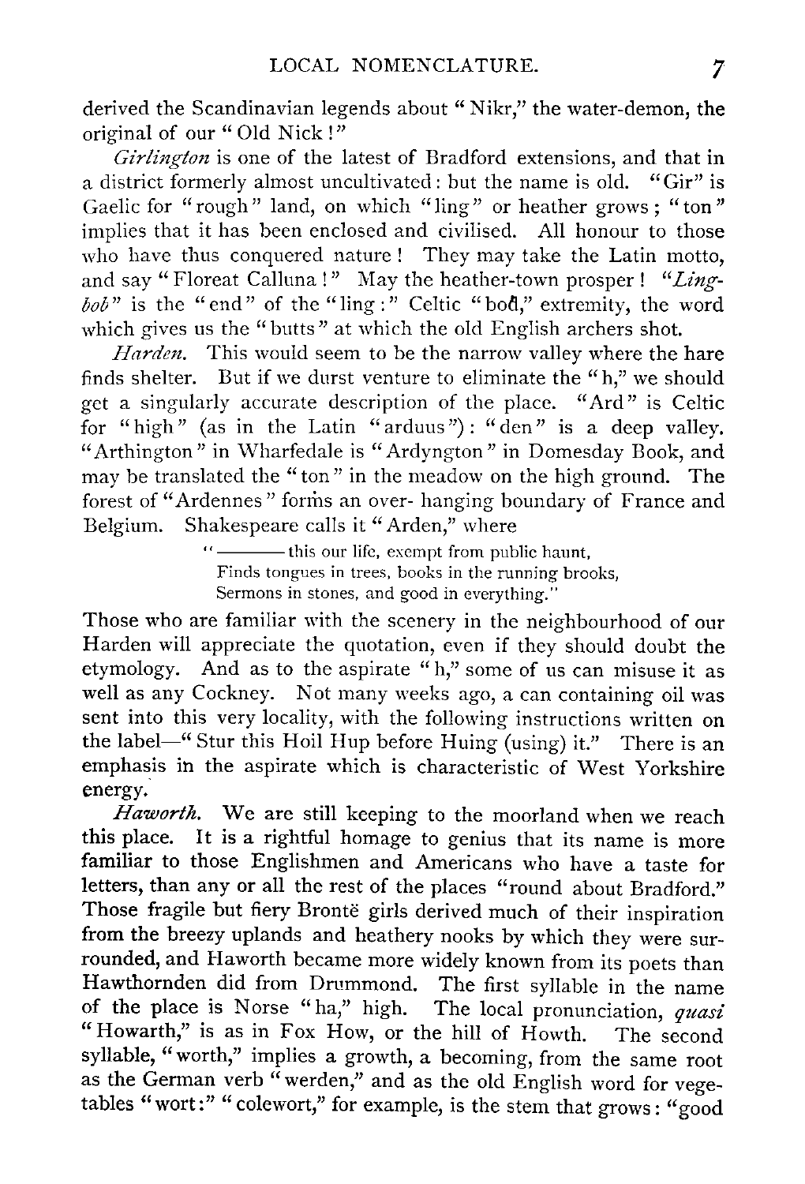derived the Scandinavian legends about "Nikr," the water-demon, the original of our "Old Nick!"

*Girlington* is one of the latest of Bradford extensions, and that in a district formerly almost uncultivated: but the name is old. "Gir" is Gaelic for "rough" land, on which "ling" or heather grows; "ton" implies that it has been enclosed and civilised. All honour to those who have thus conquered nature! They may take the Latin motto, and say "Floreat Calluna!" May the heather-town prosper! "*Ling-bob*" is the "end" of the "ling:" Celtic "bod," extremity, the word which gives us the "butts" at which the old English archers shot.

*Harden.* This would seem to be the narrow valley where the hare finds shelter. But if we durst venture to eliminate the "h," we should get a singularly accurate description of the place. "Ard" is Celtic for "high" (as in the Latin "arduus"): "den" is a deep valley. "Arthington" in Wharfedale is "Ardyngton" in Domesday Book, and may be translated the "ton" in the meadow on the high ground. The forest of "Ardennes" forms an over- hanging boundary of France and Belgium. Shakespeare calls it "Arden," where

> "——— this our life, exempt from public haunt,
> Finds tongues in trees, books in the running brooks,
> Sermons in stones, and good in everything."

Those who are familiar with the scenery in the neighbourhood of our Harden will appreciate the quotation, even if they should doubt the etymology. And as to the aspirate "h," some of us can misuse it as well as any Cockney. Not many weeks ago, a can containing oil was sent into this very locality, with the following instructions written on the label—"Stur this Hoil Hup before Huing (using) it." There is an emphasis in the aspirate which is characteristic of West Yorkshire energy.

*Haworth.* We are still keeping to the moorland when we reach this place. It is a rightful homage to genius that its name is more familiar to those Englishmen and Americans who have a taste for letters, than any or all the rest of the places "round about Bradford." Those fragile but fiery Brontë girls derived much of their inspiration from the breezy uplands and heathery nooks by which they were surrounded, and Haworth became more widely known from its poets than Hawthornden did from Drummond. The first syllable in the name of the place is Norse "ha," high. The local pronunciation, *quasi* "Howarth," is as in Fox How, or the hill of Howth. The second syllable, "worth," implies a growth, a becoming, from the same root as the German verb "werden," and as the old English word for vegetables "wort:" "colewort," for example, is the stem that grows: "good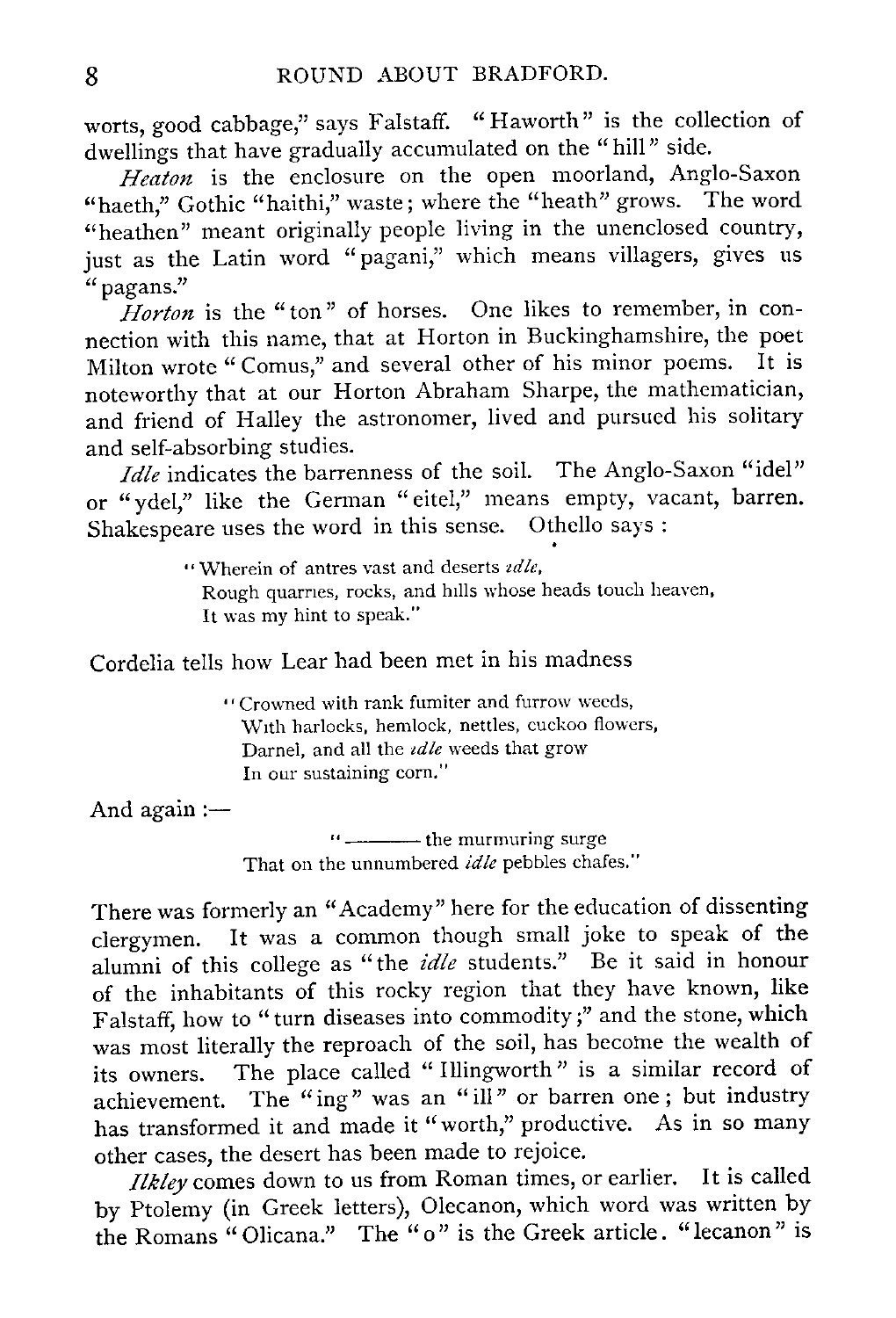worts, good cabbage," says Falstaff. "Haworth" is the collection of dwellings that have gradually accumulated on the "hill" side.

*Heaton* is the enclosure on the open moorland, Anglo-Saxon "haeth," Gothic "haithi," waste; where the "heath" grows. The word "heathen" meant originally people living in the unenclosed country, just as the Latin word "pagani," which means villagers, gives us "pagans."

*Horton* is the "ton" of horses. One likes to remember, in connection with this name, that at Horton in Buckinghamshire, the poet Milton wrote "Comus," and several other of his minor poems. It is noteworthy that at our Horton Abraham Sharpe, the mathematician, and friend of Halley the astronomer, lived and pursued his solitary and self-absorbing studies.

*Idle* indicates the barrenness of the soil. The Anglo-Saxon "idel" or "ydel," like the German "eitel," means empty, vacant, barren. Shakespeare uses the word in this sense. Othello says :

> "Wherein of antres vast and deserts *idle*,
> Rough quarries, rocks, and hills whose heads touch heaven,
> It was my hint to speak."

Cordelia tells how Lear had been met in his madness

> "Crowned with rank fumiter and furrow weeds,
> With harlocks, hemlock, nettles, cuckoo flowers,
> Darnel, and all the *idle* weeds that grow
> In our sustaining corn."

And again :—

> "———— the murmuring surge
> That on the unnumbered *idle* pebbles chafes."

There was formerly an "Academy" here for the education of dissenting clergymen. It was a common though small joke to speak of the alumni of this college as "the *idle* students." Be it said in honour of the inhabitants of this rocky region that they have known, like Falstaff, how to "turn diseases into commodity;" and the stone, which was most literally the reproach of the soil, has become the wealth of its owners. The place called "Illingworth" is a similar record of achievement. The "ing" was an "ill" or barren one; but industry has transformed it and made it "worth," productive. As in so many other cases, the desert has been made to rejoice.

*Ilkley* comes down to us from Roman times, or earlier. It is called by Ptolemy (in Greek letters), Olecanon, which word was written by the Romans "Olicana." The "o" is the Greek article. "lecanon" is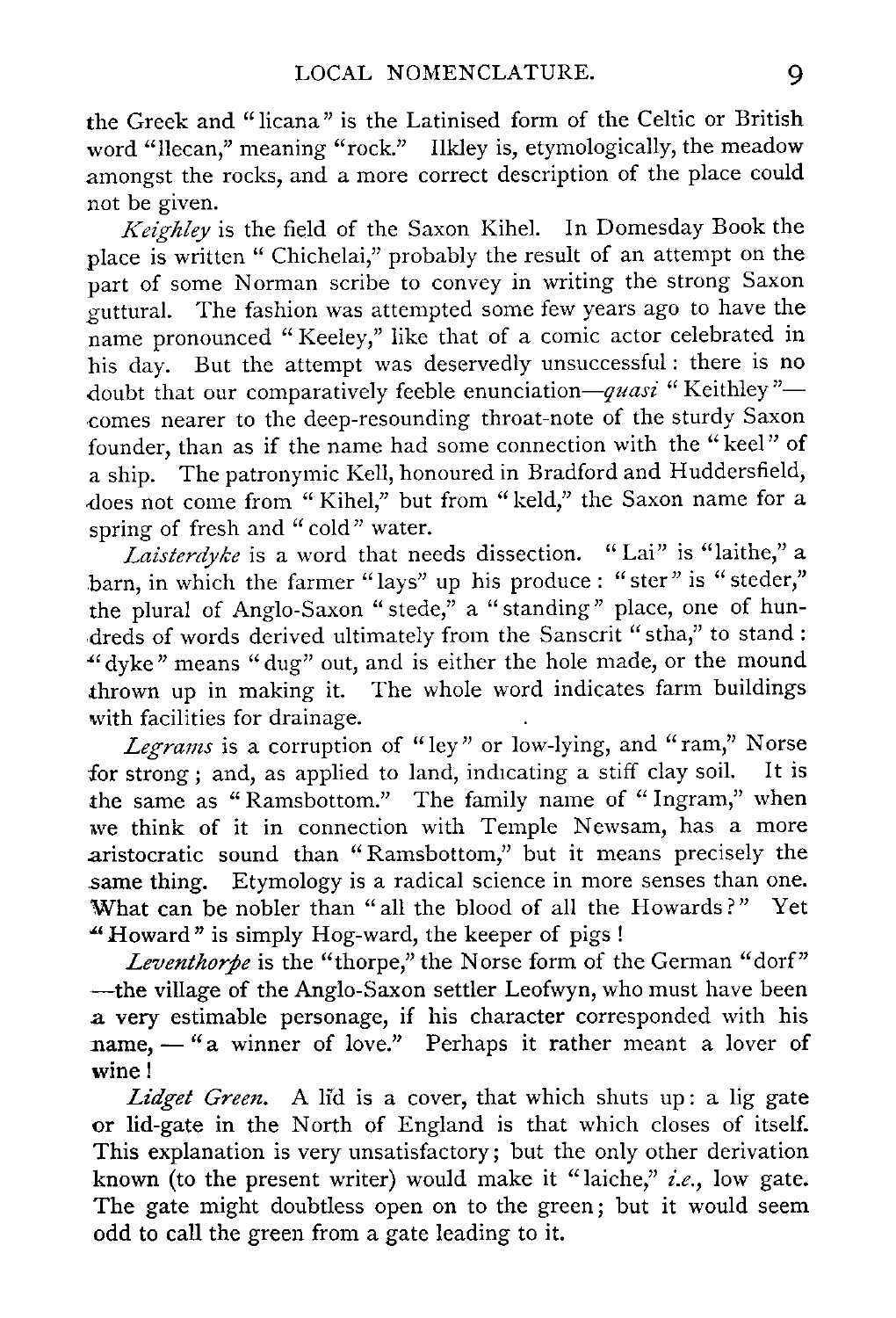the Greek and "licana" is the Latinised form of the Celtic or British word "llecan," meaning "rock." Ilkley is, etymologically, the meadow amongst the rocks, and a more correct description of the place could not be given.

*Keighley* is the field of the Saxon Kihel. In Domesday Book the place is written "Chichelai," probably the result of an attempt on the part of some Norman scribe to convey in writing the strong Saxon guttural. The fashion was attempted some few years ago to have the name pronounced "Keeley," like that of a comic actor celebrated in his day. But the attempt was deservedly unsuccessful: there is no doubt that our comparatively feeble enunciation—*quasi* "Keithley"—comes nearer to the deep-resounding throat-note of the sturdy Saxon founder, than as if the name had some connection with the "keel" of a ship. The patronymic Kell, honoured in Bradford and Huddersfield, does not come from "Kihel," but from "keld," the Saxon name for a spring of fresh and "cold" water.

*Laisterdyke* is a word that needs dissection. "Lai" is "laithe," a barn, in which the farmer "lays" up his produce: "ster" is "steder," the plural of Anglo-Saxon "stede," a "standing" place, one of hundreds of words derived ultimately from the Sanscrit "stha," to stand: "dyke" means "dug" out, and is either the hole made, or the mound thrown up in making it. The whole word indicates farm buildings with facilities for drainage.

*Legrams* is a corruption of "ley" or low-lying, and "ram," Norse for strong; and, as applied to land, indicating a stiff clay soil. It is the same as "Ramsbottom." The family name of "Ingram," when we think of it in connection with Temple Newsam, has a more aristocratic sound than "Ramsbottom," but it means precisely the same thing. Etymology is a radical science in more senses than one. What can be nobler than "all the blood of all the Howards?" Yet "Howard" is simply Hog-ward, the keeper of pigs!

*Leventhorpe* is the "thorpe," the Norse form of the German "dorf"—the village of the Anglo-Saxon settler Leofwyn, who must have been a very estimable personage, if his character corresponded with his name,—"a winner of love." Perhaps it rather meant a lover of wine!

*Lidget Green.* A lĭd is a cover, that which shuts up: a lig gate or lid-gate in the North of England is that which closes of itself. This explanation is very unsatisfactory; but the only other derivation known (to the present writer) would make it "laiche," *i.e.*, low gate. The gate might doubtless open on to the green; but it would seem odd to call the green from a gate leading to it.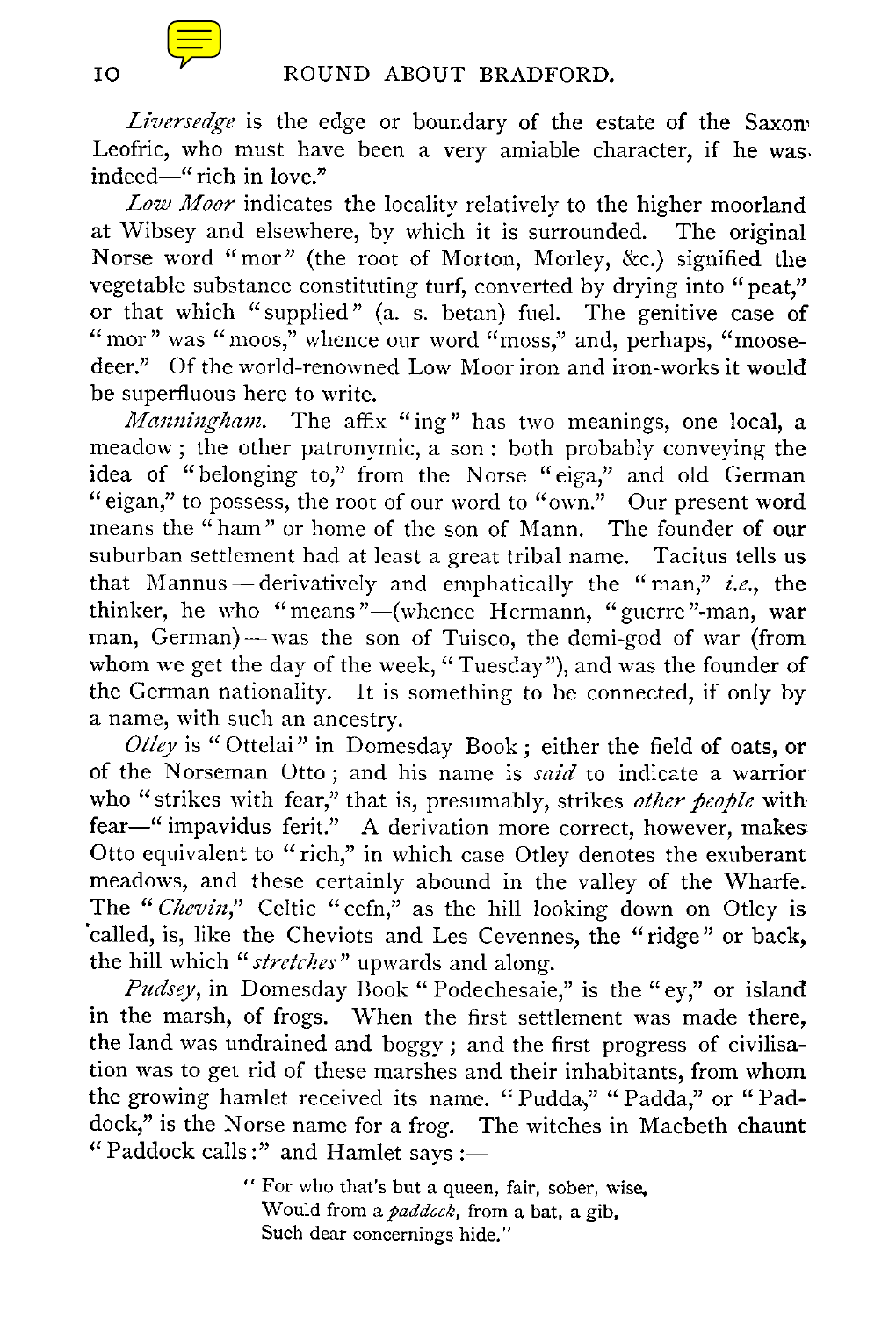*Liversedge* is the edge or boundary of the estate of the Saxon Leofric, who must have been a very amiable character, if he was indeed—"rich in love."

*Low Moor* indicates the locality relatively to the higher moorland at Wibsey and elsewhere, by which it is surrounded. The original Norse word "mor" (the root of Morton, Morley, &c.) signified the vegetable substance constituting turf, converted by drying into "peat," or that which "supplied" (a. s. betan) fuel. The genitive case of "mor" was "moos," whence our word "moss," and, perhaps, "moose-deer." Of the world-renowned Low Moor iron and iron-works it would be superfluous here to write.

*Manningham.* The affix "ing" has two meanings, one local, a meadow; the other patronymic, a son: both probably conveying the idea of "belonging to," from the Norse "eiga," and old German "eigan," to possess, the root of our word to "own." Our present word means the "ham" or home of the son of Mann. The founder of our suburban settlement had at least a great tribal name. Tacitus tells us that Mannus—derivatively and emphatically the "man," *i.e.*, the thinker, he who "means"—(whence Hermann, "guerre"-man, war man, German)—was the son of Tuisco, the demi-god of war (from whom we get the day of the week, "Tuesday"), and was the founder of the German nationality. It is something to be connected, if only by a name, with such an ancestry.

*Otley* is "Ottelai" in Domesday Book; either the field of oats, or of the Norseman Otto; and his name is *said* to indicate a warrior who "strikes with fear," that is, presumably, strikes *other people* with fear—"impavidus ferit." A derivation more correct, however, makes Otto equivalent to "rich," in which case Otley denotes the exuberant meadows, and these certainly abound in the valley of the Wharfe. The "*Chevin*," Celtic "cefn," as the hill looking down on Otley is called, is, like the Cheviots and Les Cevennes, the "ridge" or back, the hill which "*stretches*" upwards and along.

*Pudsey*, in Domesday Book "Podechesaie," is the "ey," or island in the marsh, of frogs. When the first settlement was made there, the land was undrained and boggy; and the first progress of civilisation was to get rid of these marshes and their inhabitants, from whom the growing hamlet received its name. "Pudda," "Padda," or "Paddock," is the Norse name for a frog. The witches in Macbeth chaunt "Paddock calls:" and Hamlet says:—

> "For who that's but a queen, fair, sober, wise,
> Would from a *paddock*, from a bat, a gib,
> Such dear concernings hide."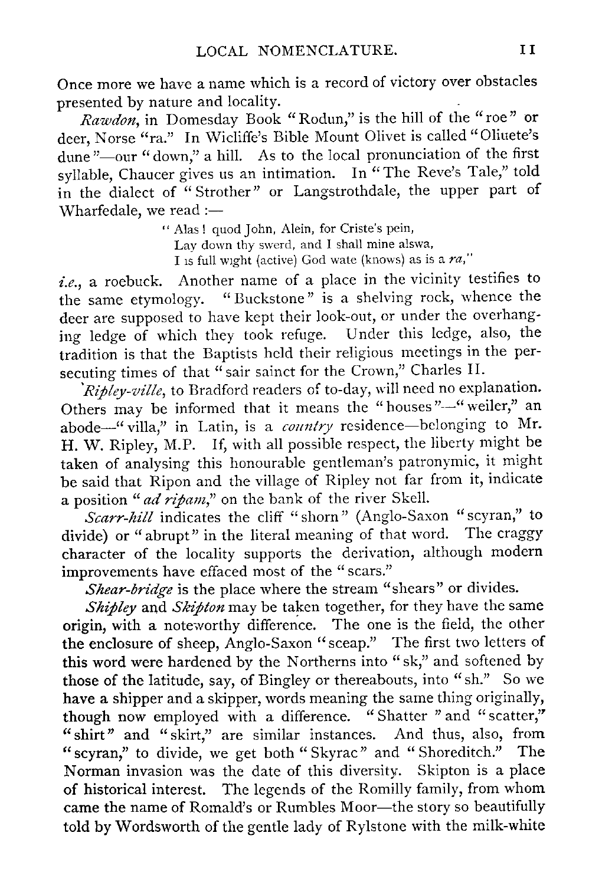Once more we have a name which is a record of victory over obstacles presented by nature and locality.

*Rawdon*, in Domesday Book "Rodun," is the hill of the "roe" or deer, Norse "ra." In Wicliffe's Bible Mount Olivet is called "Oliuete's dune"—our "down," a hill. As to the local pronunciation of the first syllable, Chaucer gives us an intimation. In "The Reve's Tale," told in the dialect of "Strother" or Langstrothdale, the upper part of Wharfedale, we read :—

> " Alas ! quod John, Alein, for Criste's pein,
> Lay down thy swerd, and I shall mine alswa,
> I is full wight (active) God wate (knows) as is a *ra*,"

*i.e.*, a roebuck. Another name of a place in the vicinity testifies to the same etymology. "Buckstone" is a shelving rock, whence the deer are supposed to have kept their look-out, or under the overhanging ledge of which they took refuge. Under this ledge, also, the tradition is that the Baptists held their religious meetings in the persecuting times of that "sair sainct for the Crown," Charles II.

*Ripley-ville*, to Bradford readers of to-day, will need no explanation. Others may be informed that it means the "houses"—"weiler," an abode—"villa," in Latin, is a *country* residence—belonging to Mr. H. W. Ripley, M.P. If, with all possible respect, the liberty might be taken of analysing this honourable gentleman's patronymic, it might be said that Ripon and the village of Ripley not far from it, indicate a position "*ad ripam*," on the bank of the river Skell.

*Scarr-hill* indicates the cliff "shorn" (Anglo-Saxon "scyran," to divide) or "abrupt" in the literal meaning of that word. The craggy character of the locality supports the derivation, although modern improvements have effaced most of the "scars."

*Shear-bridge* is the place where the stream "shears" or divides.

*Shipley* and *Skipton* may be taken together, for they have the same origin, with a noteworthy difference. The one is the field, the other the enclosure of sheep, Anglo-Saxon "sceap." The first two letters of this word were hardened by the Northerns into "sk," and softened by those of the latitude, say, of Bingley or thereabouts, into "sh." So we have a shipper and a skipper, words meaning the same thing originally, though now employed with a difference. "Shatter" and "scatter," "shirt" and "skirt," are similar instances. And thus, also, from "scyran," to divide, we get both "Skyrac" and "Shoreditch." The Norman invasion was the date of this diversity. Skipton is a place of historical interest. The legends of the Romilly family, from whom came the name of Romald's or Rumbles Moor—the story so beautifully told by Wordsworth of the gentle lady of Rylstone with the milk-white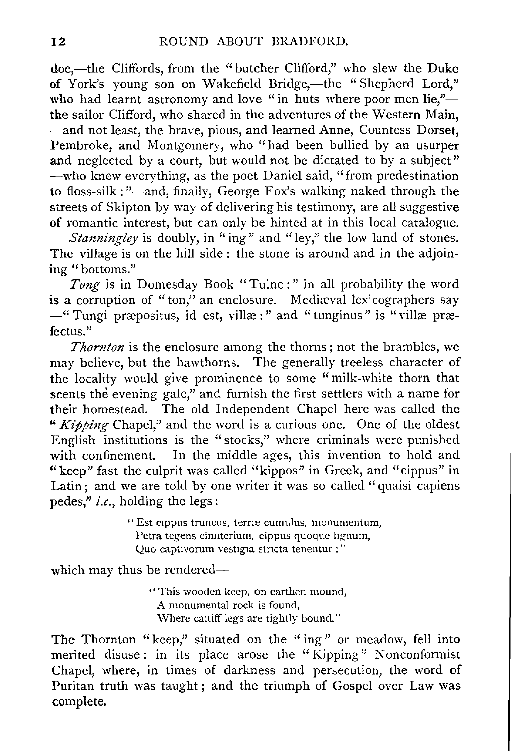doe,—the Cliffords, from the "butcher Clifford," who slew the Duke of York's young son on Wakefield Bridge,—the "Shepherd Lord," who had learnt astronomy and love "in huts where poor men lie,"—the sailor Clifford, who shared in the adventures of the Western Main, —and not least, the brave, pious, and learned Anne, Countess Dorset, Pembroke, and Montgomery, who "had been bullied by an usurper and neglected by a court, but would not be dictated to by a subject" —who knew everything, as the poet Daniel said, "from predestination to floss-silk:"—and, finally, George Fox's walking naked through the streets of Skipton by way of delivering his testimony, are all suggestive of romantic interest, but can only be hinted at in this local catalogue.

*Stanningley* is doubly, in "ing" and "ley," the low land of stones. The village is on the hill side: the stone is around and in the adjoining "bottoms."

*Tong* is in Domesday Book "Tuinc:" in all probability the word is a corruption of "ton," an enclosure. Mediæval lexicographers say —"Tungi præpositus, id est, villæ:" and "tunginus" is "villæ præfectus."

*Thornton* is the enclosure among the thorns; not the brambles, we may believe, but the hawthorns. The generally treeless character of the locality would give prominence to some "milk-white thorn that scents the evening gale," and furnish the first settlers with a name for their homestead. The old Independent Chapel here was called the "*Kipping* Chapel," and the word is a curious one. One of the oldest English institutions is the "stocks," where criminals were punished with confinement. In the middle ages, this invention to hold and "keep" fast the culprit was called "kippos" in Greek, and "cippus" in Latin; and we are told by one writer it was so called "quaisi capiens pedes," *i.e.*, holding the legs:

> "Est cippus truncus, terræ cumulus, monumentum,
> Petra tegens cimiterium, cippus quoque lignum,
> Quo captivorum vestigia stricta tenentur:"

which may thus be rendered—

> "This wooden keep, on earthen mound,
> A monumental rock is found,
> Where caitiff legs are tightly bound."

The Thornton "keep," situated on the "ing" or meadow, fell into merited disuse: in its place arose the "Kipping" Nonconformist Chapel, where, in times of darkness and persecution, the word of Puritan truth was taught; and the triumph of Gospel over Law was complete.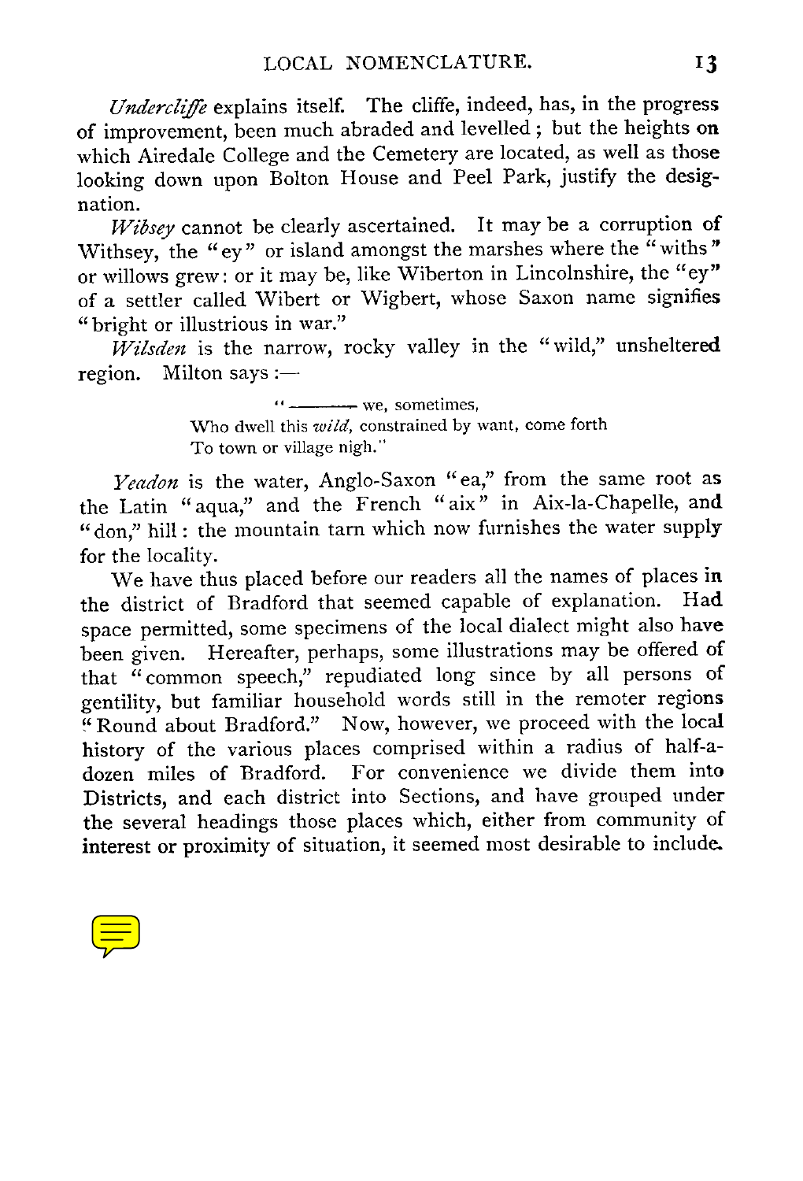*Undercliffe* explains itself. The cliffe, indeed, has, in the progress of improvement, been much abraded and levelled; but the heights on which Airedale College and the Cemetery are located, as well as those looking down upon Bolton House and Peel Park, justify the designation.

*Wibsey* cannot be clearly ascertained. It may be a corruption of Withsey, the "ey" or island amongst the marshes where the "withs" or willows grew: or it may be, like Wiberton in Lincolnshire, the "ey" of a settler called Wibert or Wigbert, whose Saxon name signifies "bright or illustrious in war."

*Wilsden* is the narrow, rocky valley in the "wild," unsheltered region. Milton says :—

> " ——— we, sometimes,
> Who dwell this *wild*, constrained by want, come forth
> To town or village nigh."

*Yeadon* is the water, Anglo-Saxon "ea," from the same root as the Latin "aqua," and the French "aix" in Aix-la-Chapelle, and "don," hill: the mountain tarn which now furnishes the water supply for the locality.

We have thus placed before our readers all the names of places in the district of Bradford that seemed capable of explanation. Had space permitted, some specimens of the local dialect might also have been given. Hereafter, perhaps, some illustrations may be offered of that "common speech," repudiated long since by all persons of gentility, but familiar household words still in the remoter regions "Round about Bradford." Now, however, we proceed with the local history of the various places comprised within a radius of half-a-dozen miles of Bradford. For convenience we divide them into Districts, and each district into Sections, and have grouped under the several headings those places which, either from community of interest or proximity of situation, it seemed most desirable to include.